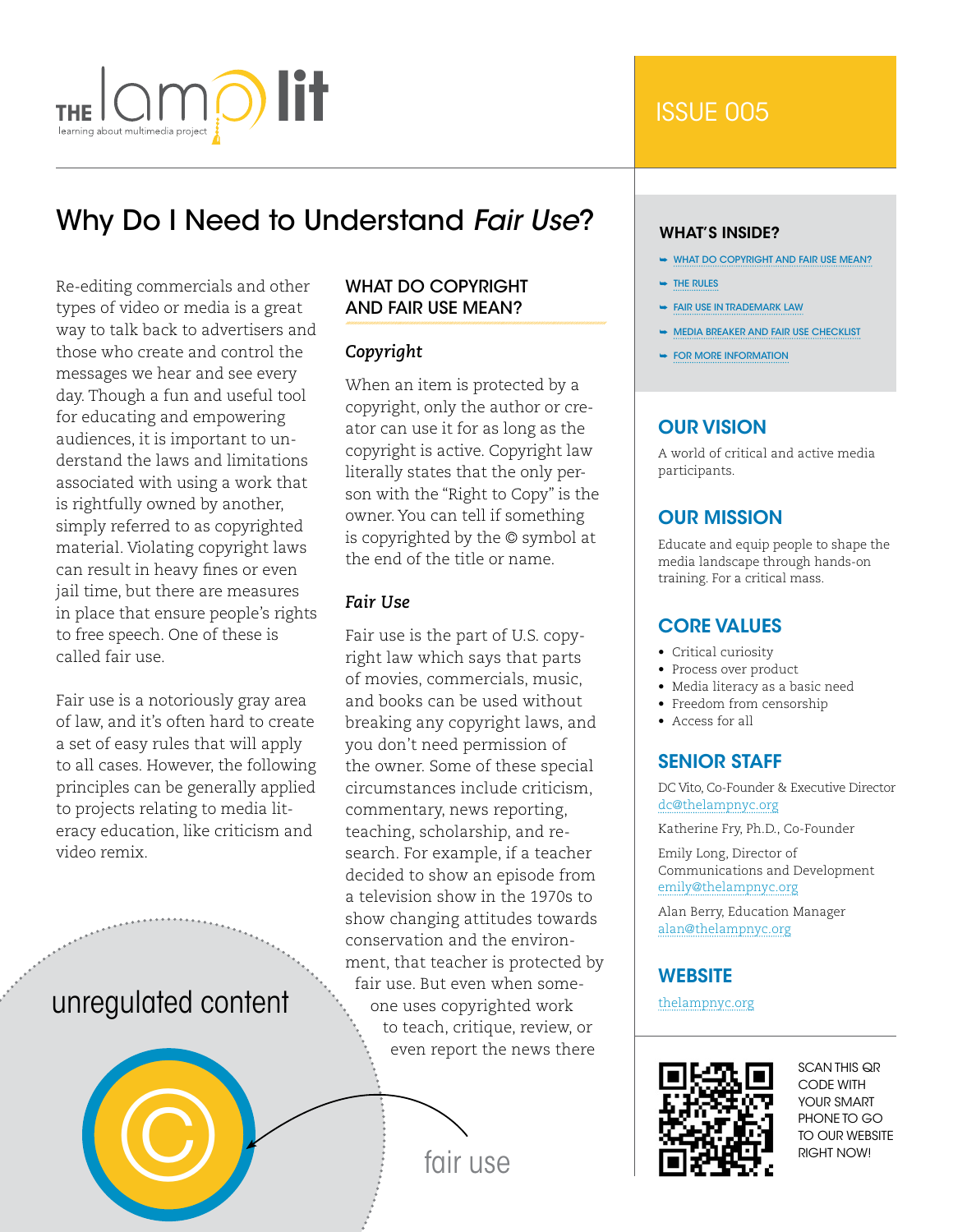THE lamp lit

learning about multimedia project

ISSUE 005

# Why Do I Need to Understand *Fair Use*?

Re-editing commercials and other types of video or media is a great way to talk back to advertisers and those who create and control the messages we hear and see every day. Though a fun and useful tool for educating and empowering audiences, it is important to understand the laws and limitations associated with using a work that is rightfully owned by another, simply referred to as copyrighted material. Violating copyright laws can result in heavy fines or even jail time, but there are measures in place that ensure people's rights to free speech. One of these is called fair use.

Fair use is a notoriously gray area of law, and it's often hard to create a set of easy rules that will apply to all cases. However, the following principles can be generally applied to projects relating to media literacy education, like criticism and video remix.

unregulated content

©

fair use

## WHAT DO COPYRIGHT AND FAIR USE MEAN?

### *Copyright*

When an item is protected by a copyright, only the author or creator can use it for as long as the copyright is active. Copyright law literally states that the only person with the "Right to Copy" is the owner. You can tell if something is copyrighted by the © symbol at the end of the title or name.

### *Fair Use*

Fair use is the part of U.S. copyright law which says that parts of movies, commercials, music, and books can be used without breaking any copyright laws, and you don't need permission of the owner. Some of these special circumstances include criticism, commentary, news reporting, teaching, scholarship, and research. For example, if a teacher decided to show an episode from a television show in the 1970s to show changing attitudes towards conservation and the environment, that teacher is protected by fair use. But even when someone uses copyrighted work to teach, critique, review, or even report the news there

### WHAT'S INSIDE?

- WHAT DO COPYRIGHT AND FAIR USE MEAN?
- THE RULES
- FAIR USE IN TRADEMARK LAW
- MEDIA BREAKER AND FAIR USE CHECKLIST
- FOR MORE INFORMATION

### OUR VISION

A world of critical and active media participants.

### OUR MISSION

Educate and equip people to shape the media landscape through hands-on training. For a critical mass.

### CORE VALUES

- Critical curiosity
- Process over product
- Media literacy as a basic need
- Freedom from censorship
- Access for all

### SENIOR STAFF

DC Vito, Co-Founder & Executive Director
dc@thelampnyc.org

Katherine Fry, Ph.D., Co-Founder

Emily Long, Director of Communications and Development
emily@thelampnyc.org

Alan Berry, Education Manager
alan@thelampnyc.org

### WEBSITE

thelampnyc.org

SCAN THIS QR CODE WITH YOUR SMART PHONE TO GO TO OUR WEBSITE RIGHT NOW!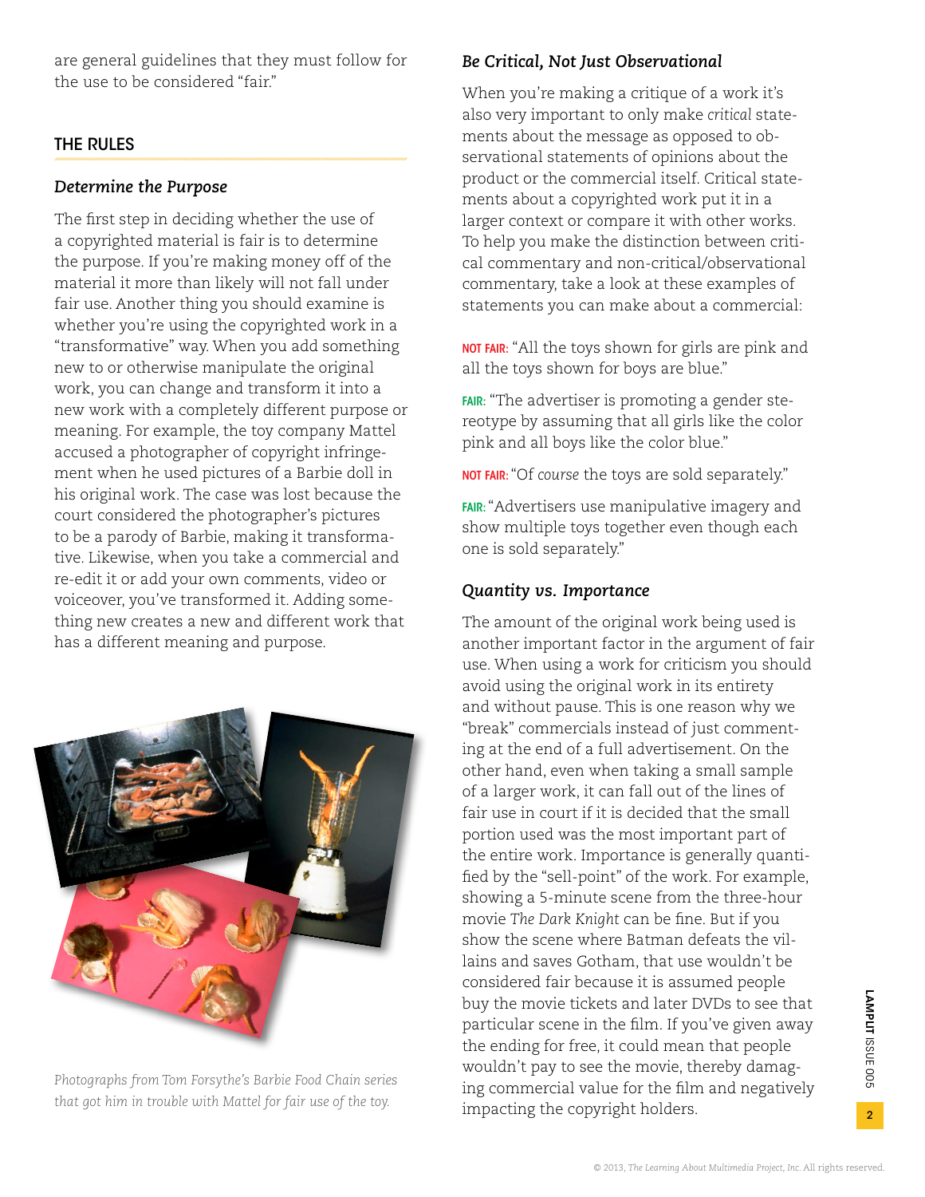are general guidelines that they must follow for the use to be considered "fair."

## THE RULES

### *Determine the Purpose*

The first step in deciding whether the use of a copyrighted material is fair is to determine the purpose. If you're making money off of the material it more than likely will not fall under fair use. Another thing you should examine is whether you're using the copyrighted work in a "transformative" way. When you add something new to or otherwise manipulate the original work, you can change and transform it into a new work with a completely different purpose or meaning. For example, the toy company Mattel accused a photographer of copyright infringement when he used pictures of a Barbie doll in his original work. The case was lost because the court considered the photographer's pictures to be a parody of Barbie, making it transformative. Likewise, when you take a commercial and re-edit it or add your own comments, video or voiceover, you've transformed it. Adding something new creates a new and different work that has a different meaning and purpose.

*Photographs from Tom Forsythe's Barbie Food Chain series that got him in trouble with Mattel for fair use of the toy.*

### *Be Critical, Not Just Observational*

When you're making a critique of a work it's also very important to only make *critical* statements about the message as opposed to observational statements of opinions about the product or the commercial itself. Critical statements about a copyrighted work put it in a larger context or compare it with other works. To help you make the distinction between critical commentary and non-critical/observational commentary, take a look at these examples of statements you can make about a commercial:

**NOT FAIR:** "All the toys shown for girls are pink and all the toys shown for boys are blue."

**FAIR:** "The advertiser is promoting a gender stereotype by assuming that all girls like the color pink and all boys like the color blue."

**NOT FAIR:** "Of *course* the toys are sold separately."

**FAIR:** "Advertisers use manipulative imagery and show multiple toys together even though each one is sold separately."

### *Quantity vs. Importance*

The amount of the original work being used is another important factor in the argument of fair use. When using a work for criticism you should avoid using the original work in its entirety and without pause. This is one reason why we "break" commercials instead of just commenting at the end of a full advertisement. On the other hand, even when taking a small sample of a larger work, it can fall out of the lines of fair use in court if it is decided that the small portion used was the most important part of the entire work. Importance is generally quantified by the "sell-point" of the work. For example, showing a 5-minute scene from the three-hour movie *The Dark Knight* can be fine. But if you show the scene where Batman defeats the villains and saves Gotham, that use wouldn't be considered fair because it is assumed people buy the movie tickets and later DVDs to see that particular scene in the film. If you've given away the ending for free, it could mean that people wouldn't pay to see the movie, thereby damaging commercial value for the film and negatively impacting the copyright holders.

© 2013, *The Learning About Multimedia Project, Inc.* All rights reserved.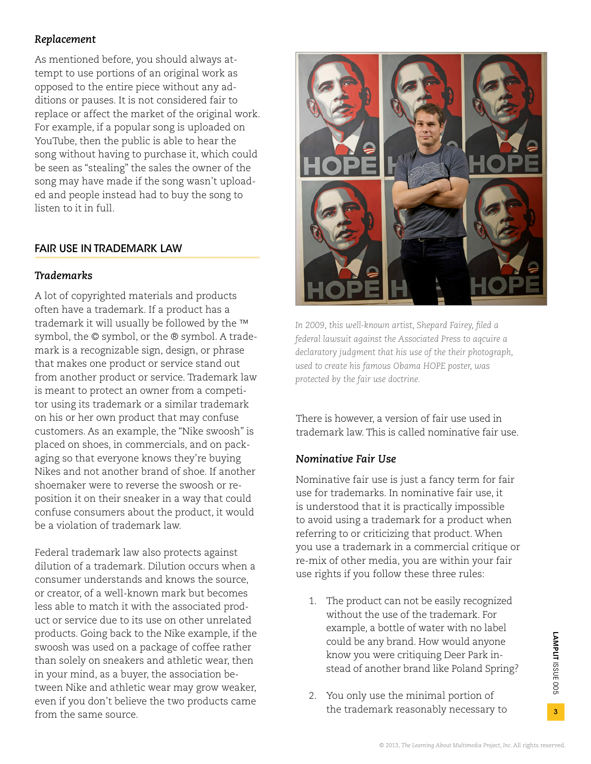### *Replacement*

As mentioned before, you should always attempt to use portions of an original work as opposed to the entire piece without any additions or pauses. It is not considered fair to replace or affect the market of the original work. For example, if a popular song is uploaded on YouTube, then the public is able to hear the song without having to purchase it, which could be seen as "stealing" the sales the owner of the song may have made if the song wasn't uploaded and people instead had to buy the song to listen to it in full.

## FAIR USE IN TRADEMARK LAW

### *Trademarks*

A lot of copyrighted materials and products often have a trademark. If a product has a trademark it will usually be followed by the ™ symbol, the © symbol, or the ® symbol. A trademark is a recognizable sign, design, or phrase that makes one product or service stand out from another product or service. Trademark law is meant to protect an owner from a competitor using its trademark or a similar trademark on his or her own product that may confuse customers. As an example, the "Nike swoosh" is placed on shoes, in commercials, and on packaging so that everyone knows they're buying Nikes and not another brand of shoe. If another shoemaker were to reverse the swoosh or reposition it on their sneaker in a way that could confuse consumers about the product, it would be a violation of trademark law.

Federal trademark law also protects against dilution of a trademark. Dilution occurs when a consumer understands and knows the source, or creator, of a well-known mark but becomes less able to match it with the associated product or service due to its use on other unrelated products. Going back to the Nike example, if the swoosh was used on a package of coffee rather than solely on sneakers and athletic wear, then in your mind, as a buyer, the association between Nike and athletic wear may grow weaker, even if you don't believe the two products came from the same source.

*In 2009, this well-known artist, Shepard Fairey, filed a federal lawsuit against the Associated Press to aqcuire a declaratory judgment that his use of the their photograph, used to create his famous Obama HOPE poster, was protected by the fair use doctrine.*

There is however, a version of fair use used in trademark law. This is called nominative fair use.

### *Nominative Fair Use*

Nominative fair use is just a fancy term for fair use for trademarks. In nominative fair use, it is understood that it is practically impossible to avoid using a trademark for a product when referring to or criticizing that product. When you use a trademark in a commercial critique or re-mix of other media, you are within your fair use rights if you follow these three rules:

1. The product can not be easily recognized without the use of the trademark. For example, a bottle of water with no label could be any brand. How would anyone know you were critiquing Deer Park instead of another brand like Poland Spring?

2. You only use the minimal portion of the trademark reasonably necessary to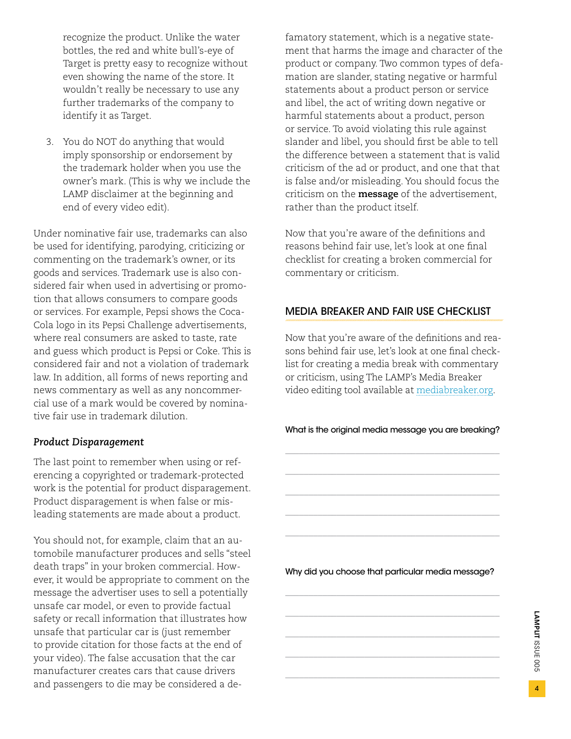recognize the product. Unlike the water bottles, the red and white bull's-eye of Target is pretty easy to recognize without even showing the name of the store. It wouldn't really be necessary to use any further trademarks of the company to identify it as Target.

3. You do NOT do anything that would imply sponsorship or endorsement by the trademark holder when you use the owner's mark. (This is why we include the LAMP disclaimer at the beginning and end of every video edit).

Under nominative fair use, trademarks can also be used for identifying, parodying, criticizing or commenting on the trademark's owner, or its goods and services. Trademark use is also considered fair when used in advertising or promotion that allows consumers to compare goods or services. For example, Pepsi shows the Coca-Cola logo in its Pepsi Challenge advertisements, where real consumers are asked to taste, rate and guess which product is Pepsi or Coke. This is considered fair and not a violation of trademark law. In addition, all forms of news reporting and news commentary as well as any noncommercial use of a mark would be covered by nominative fair use in trademark dilution.

### *Product Disparagement*

The last point to remember when using or referencing a copyrighted or trademark-protected work is the potential for product disparagement. Product disparagement is when false or misleading statements are made about a product.

You should not, for example, claim that an automobile manufacturer produces and sells "steel death traps" in your broken commercial. However, it would be appropriate to comment on the message the advertiser uses to sell a potentially unsafe car model, or even to provide factual safety or recall information that illustrates how unsafe that particular car is (just remember to provide citation for those facts at the end of your video). The false accusation that the car manufacturer creates cars that cause drivers and passengers to die may be considered a defamatory statement, which is a negative statement that harms the image and character of the product or company. Two common types of defamation are slander, stating negative or harmful statements about a product person or service and libel, the act of writing down negative or harmful statements about a product, person or service. To avoid violating this rule against slander and libel, you should first be able to tell the difference between a statement that is valid criticism of the ad or product, and one that that is false and/or misleading. You should focus the criticism on the **message** of the advertisement, rather than the product itself.

Now that you're aware of the definitions and reasons behind fair use, let's look at one final checklist for creating a broken commercial for commentary or criticism.

## MEDIA BREAKER AND FAIR USE CHECKLIST

Now that you're aware of the definitions and reasons behind fair use, let's look at one final checklist for creating a media break with commentary or criticism, using The LAMP's Media Breaker video editing tool available at mediabreaker.org.

What is the original media message you are breaking?

______________________________________________

______________________________________________

______________________________________________

______________________________________________

______________________________________________

Why did you choose that particular media message?

______________________________________________

______________________________________________

______________________________________________

______________________________________________

______________________________________________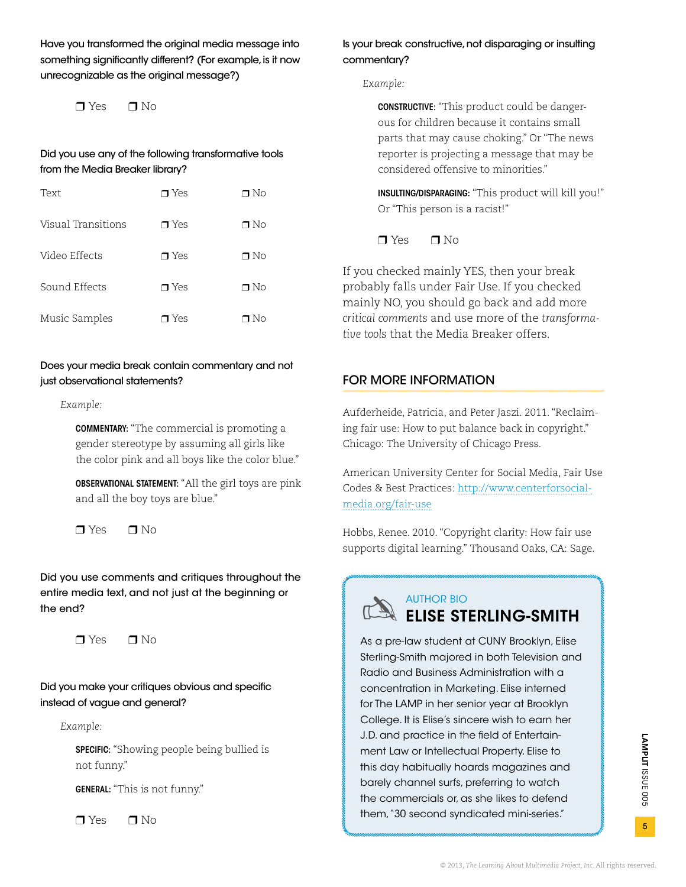Have you transformed the original media message into something significantly different? (For example, is it now unrecognizable as the original message?)

❒ Yes ❒ No

Did you use any of the following transformative tools from the Media Breaker library?

| | | |
|---|---|---|
| Text | ❒ Yes | ❒ No |
| Visual Transitions | ❒ Yes | ❒ No |
| Video Effects | ❒ Yes | ❒ No |
| Sound Effects | ❒ Yes | ❒ No |
| Music Samples | ❒ Yes | ❒ No |

Does your media break contain commentary and not just observational statements?

*Example:*

**COMMENTARY:** "The commercial is promoting a gender stereotype by assuming all girls like the color pink and all boys like the color blue."

**OBSERVATIONAL STATEMENT:** "All the girl toys are pink and all the boy toys are blue."

❒ Yes ❒ No

Did you use comments and critiques throughout the entire media text, and not just at the beginning or the end?

❒ Yes ❒ No

Did you make your critiques obvious and specific instead of vague and general?

*Example:*

**SPECIFIC:** "Showing people being bullied is not funny."

**GENERAL:** "This is not funny."

❒ Yes ❒ No

Is your break constructive, not disparaging or insulting commentary?

*Example:*

**CONSTRUCTIVE:** "This product could be dangerous for children because it contains small parts that may cause choking." Or "The news reporter is projecting a message that may be considered offensive to minorities."

**INSULTING/DISPARAGING:** "This product will kill you!" Or "This person is a racist!"

❒ Yes ❒ No

If you checked mainly YES, then your break probably falls under Fair Use. If you checked mainly NO, you should go back and add more *critical comments* and use more of the *transformative tools* that the Media Breaker offers.

## FOR MORE INFORMATION

Aufderheide, Patricia, and Peter Jaszi. 2011. "Reclaiming fair use: How to put balance back in copyright." Chicago: The University of Chicago Press.

American University Center for Social Media, Fair Use Codes & Best Practices: http://www.centerforsocial-media.org/fair-use

Hobbs, Renee. 2010. "Copyright clarity: How fair use supports digital learning." Thousand Oaks, CA: Sage.

### AUTHOR BIO
## ELISE STERLING-SMITH

As a pre-law student at CUNY Brooklyn, Elise Sterling-Smith majored in both Television and Radio and Business Administration with a concentration in Marketing. Elise interned for The LAMP in her senior year at Brooklyn College. It is Elise's sincere wish to earn her J.D. and practice in the field of Entertainment Law or Intellectual Property. Elise to this day habitually hoards magazines and barely channel surfs, preferring to watch the commercials or, as she likes to defend them, "30 second syndicated mini-series."

© 2013, *The Learning About Multimedia Project, Inc.* All rights reserved.